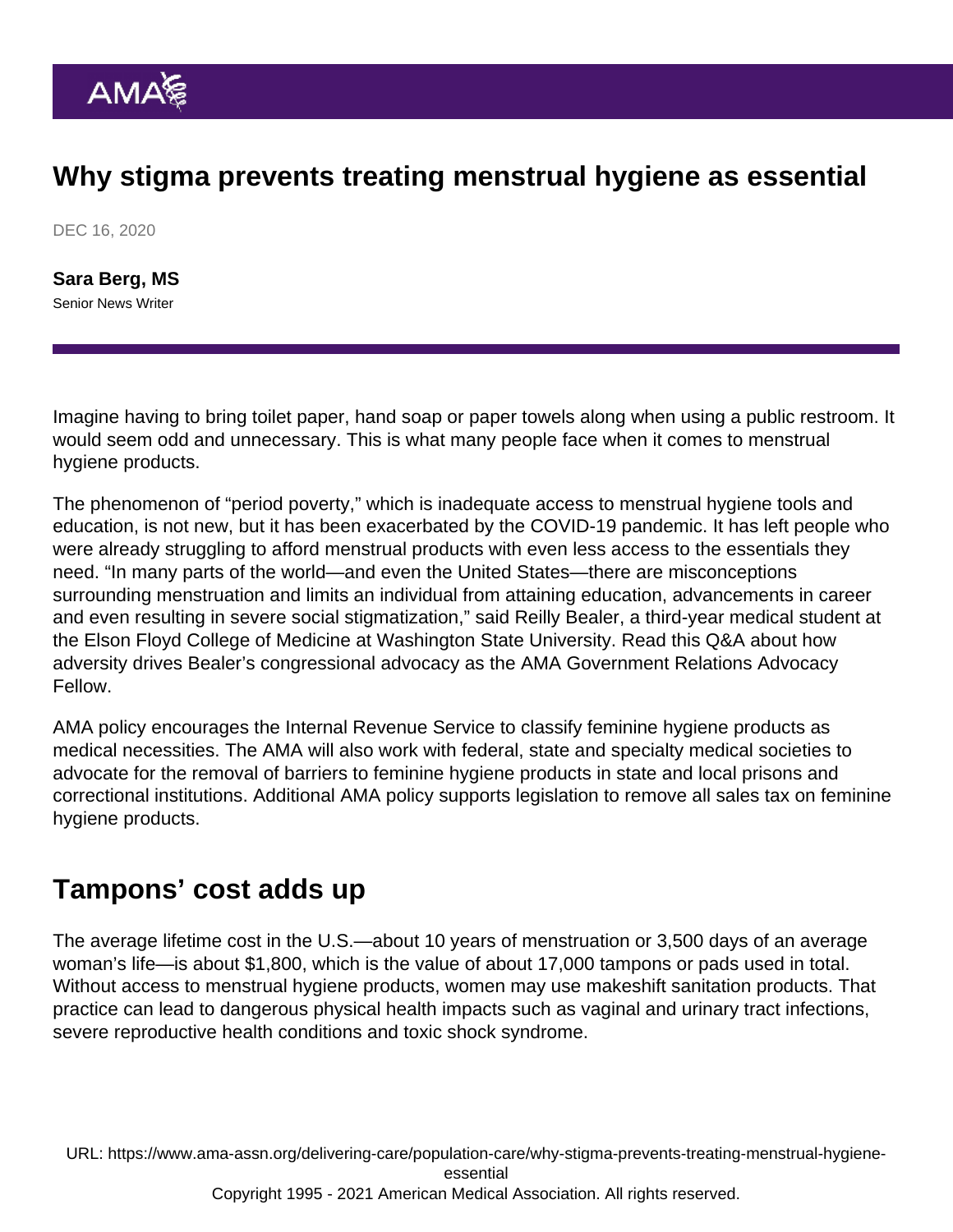# Why stigma prevents treating menstrual hygiene as essential

DEC 16, 2020

**Sara Berg, MS**
Senior News Writer

Imagine having to bring toilet paper, hand soap or paper towels along when using a public restroom. It would seem odd and unnecessary. This is what many people face when it comes to menstrual hygiene products.

The phenomenon of "period poverty," which is inadequate access to menstrual hygiene tools and education, is not new, but it has been exacerbated by the COVID-19 pandemic. It has left people who were already struggling to afford menstrual products with even less access to the essentials they need. "In many parts of the world—and even the United States—there are misconceptions surrounding menstruation and limits an individual from attaining education, advancements in career and even resulting in severe social stigmatization," said Reilly Bealer, a third-year medical student at the Elson Floyd College of Medicine at Washington State University. Read this Q&A about how adversity drives Bealer's congressional advocacy as the AMA Government Relations Advocacy Fellow.

AMA policy encourages the Internal Revenue Service to classify feminine hygiene products as medical necessities. The AMA will also work with federal, state and specialty medical societies to advocate for the removal of barriers to feminine hygiene products in state and local prisons and correctional institutions. Additional AMA policy supports legislation to remove all sales tax on feminine hygiene products.

## Tampons' cost adds up

The average lifetime cost in the U.S.—about 10 years of menstruation or 3,500 days of an average woman's life—is about $1,800, which is the value of about 17,000 tampons or pads used in total. Without access to menstrual hygiene products, women may use makeshift sanitation products. That practice can lead to dangerous physical health impacts such as vaginal and urinary tract infections, severe reproductive health conditions and toxic shock syndrome.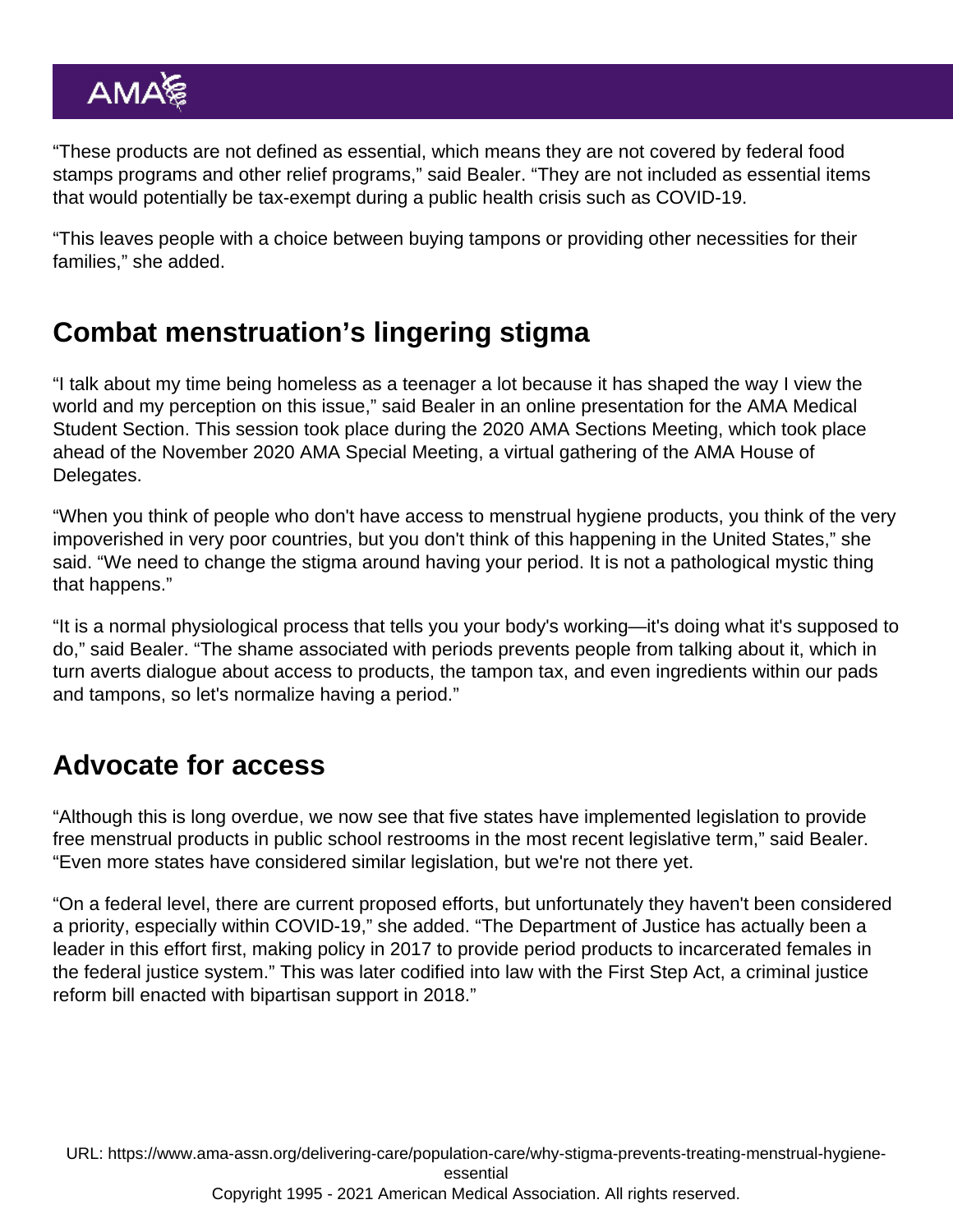"These products are not defined as essential, which means they are not covered by federal food stamps programs and other relief programs," said Bealer. "They are not included as essential items that would potentially be tax-exempt during a public health crisis such as COVID-19.

"This leaves people with a choice between buying tampons or providing other necessities for their families," she added.

## Combat menstruation's lingering stigma

"I talk about my time being homeless as a teenager a lot because it has shaped the way I view the world and my perception on this issue," said Bealer in an online presentation for the AMA Medical Student Section. This session took place during the 2020 AMA Sections Meeting, which took place ahead of the November 2020 AMA Special Meeting, a virtual gathering of the AMA House of Delegates.

"When you think of people who don't have access to menstrual hygiene products, you think of the very impoverished in very poor countries, but you don't think of this happening in the United States," she said. "We need to change the stigma around having your period. It is not a pathological mystic thing that happens."

"It is a normal physiological process that tells you your body's working—it's doing what it's supposed to do," said Bealer. "The shame associated with periods prevents people from talking about it, which in turn averts dialogue about access to products, the tampon tax, and even ingredients within our pads and tampons, so let's normalize having a period."

## Advocate for access

"Although this is long overdue, we now see that five states have implemented legislation to provide free menstrual products in public school restrooms in the most recent legislative term," said Bealer. "Even more states have considered similar legislation, but we're not there yet.

"On a federal level, there are current proposed efforts, but unfortunately they haven't been considered a priority, especially within COVID-19," she added. "The Department of Justice has actually been a leader in this effort first, making policy in 2017 to provide period products to incarcerated females in the federal justice system." This was later codified into law with the First Step Act, a criminal justice reform bill enacted with bipartisan support in 2018."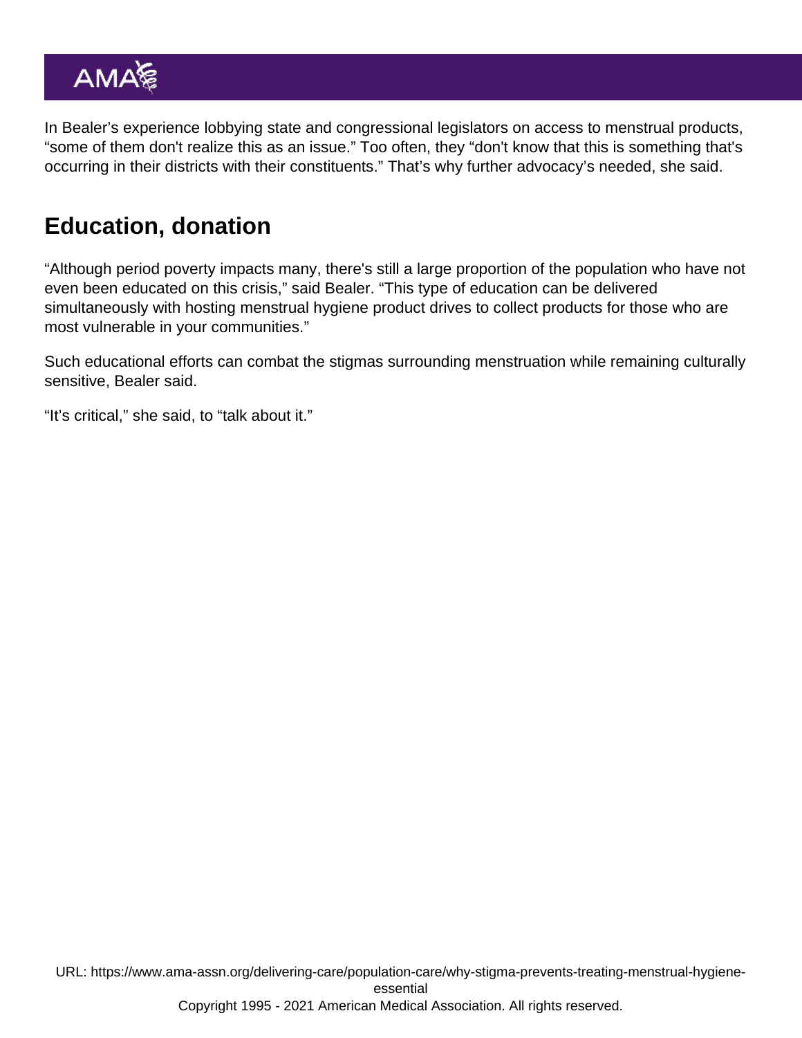In Bealer's experience lobbying state and congressional legislators on access to menstrual products, "some of them don't realize this as an issue." Too often, they "don't know that this is something that's occurring in their districts with their constituents." That's why further advocacy's needed, she said.

## Education, donation

"Although period poverty impacts many, there's still a large proportion of the population who have not even been educated on this crisis," said Bealer. "This type of education can be delivered simultaneously with hosting menstrual hygiene product drives to collect products for those who are most vulnerable in your communities."

Such educational efforts can combat the stigmas surrounding menstruation while remaining culturally sensitive, Bealer said.

"It's critical," she said, to "talk about it."